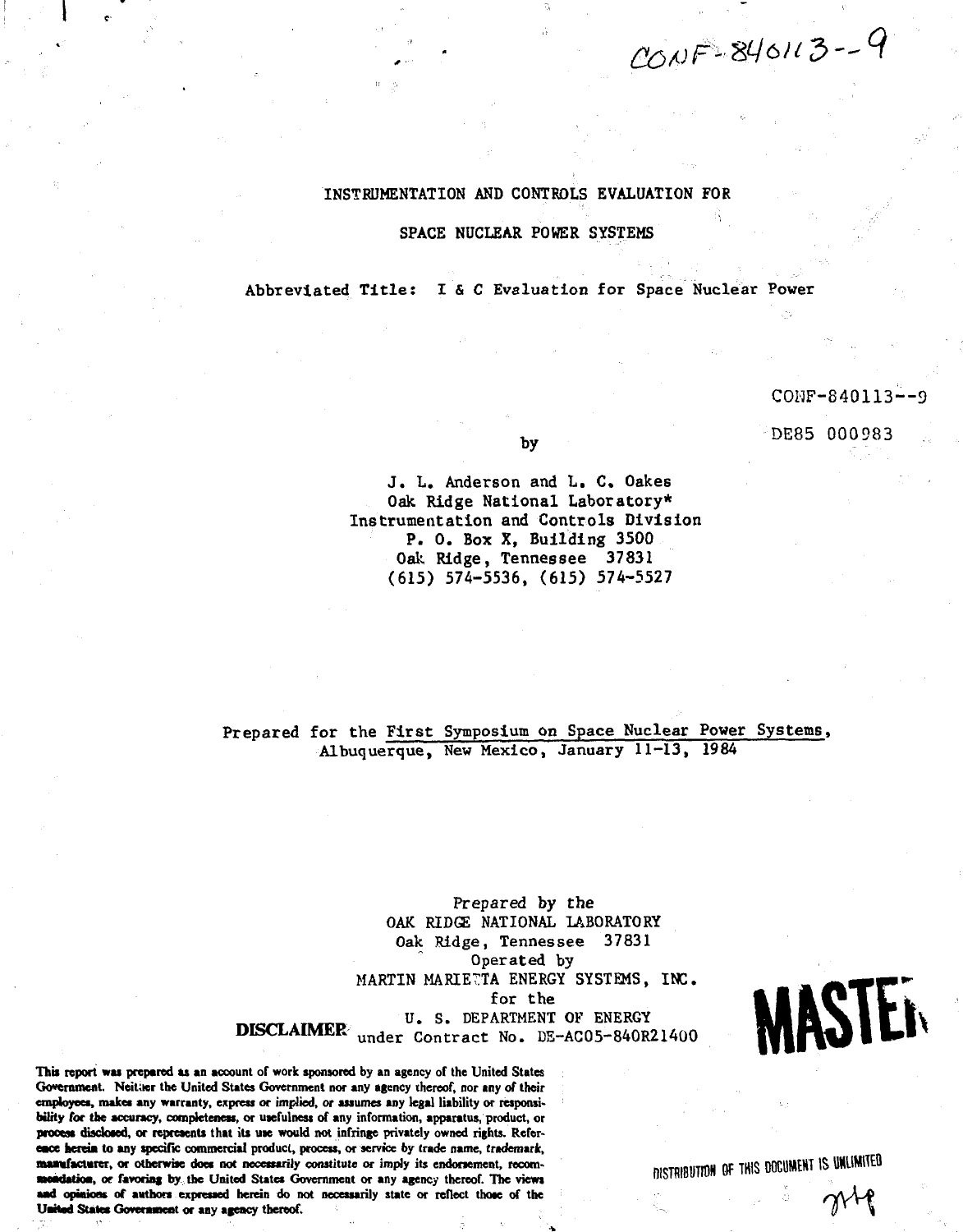CONF-840113--9

# INSTRUMENTATION AND CONTROLS EVALUATION FOR SPACE NUCLEAR POWER SYSTEMS

Abbreviated Title: I & C Evaluation for Space Nuclear Power

CONF-840113--9

DE85 000983

by

J. L. Anderson and L. C. Oakes
Oak Ridge National Laboratory*
Instrumentation and Controls Division
P. O. Box X, Building 3500
Oak Ridge, Tennessee 37831
(615) 574-5536, (615) 574-5527

Prepared for the First Symposium on Space Nuclear Power Systems, Albuquerque, New Mexico, January 11-13, 1984

Prepared by the
OAK RIDGE NATIONAL LABORATORY
Oak Ridge, Tennessee 37831
Operated by
MARTIN MARIETTA ENERGY SYSTEMS, INC.
for the
U. S. DEPARTMENT OF ENERGY
under Contract No. DE-AC05-84OR21400

MASTER

**DISCLAIMER**

This report was prepared as an account of work sponsored by an agency of the United States Government. Neither the United States Government nor any agency thereof, nor any of their employees, makes any warranty, express or implied, or assumes any legal liability or responsibility for the accuracy, completeness, or usefulness of any information, apparatus, product, or process disclosed, or represents that its use would not infringe privately owned rights. Reference herein to any specific commercial product, process, or service by trade name, trademark, manufacturer, or otherwise does not necessarily constitute or imply its endorsement, recommendation, or favoring by the United States Government or any agency thereof. The views and opinions of authors expressed herein do not necessarily state or reflect those of the United States Government or any agency thereof.

DISTRIBUTION OF THIS DOCUMENT IS UNLIMITED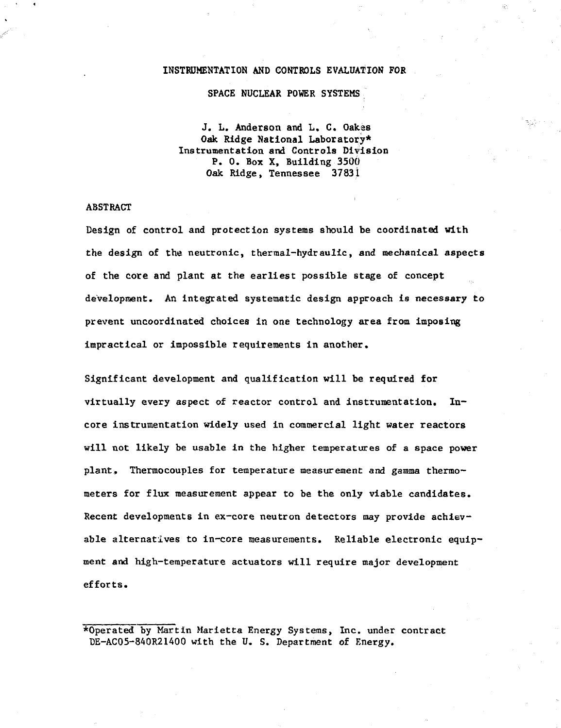# INSTRUMENTATION AND CONTROLS EVALUATION FOR SPACE NUCLEAR POWER SYSTEMS

J. L. Anderson and L. C. Oakes
Oak Ridge National Laboratory*
Instrumentation and Controls Division
P. O. Box X, Building 3500
Oak Ridge, Tennessee 37831

## ABSTRACT

Design of control and protection systems should be coordinated with the design of the neutronic, thermal-hydraulic, and mechanical aspects of the core and plant at the earliest possible stage of concept development. An integrated systematic design approach is necessary to prevent uncoordinated choices in one technology area from imposing impractical or impossible requirements in another.

Significant development and qualification will be required for virtually every aspect of reactor control and instrumentation. In-core instrumentation widely used in commercial light water reactors will not likely be usable in the higher temperatures of a space power plant. Thermocouples for temperature measurement and gamma thermometers for flux measurement appear to be the only viable candidates. Recent developments in ex-core neutron detectors may provide achievable alternatives to in-core measurements. Reliable electronic equipment and high-temperature actuators will require major development efforts.

*Operated by Martin Marietta Energy Systems, Inc. under contract DE-AC05-84OR21400 with the U. S. Department of Energy.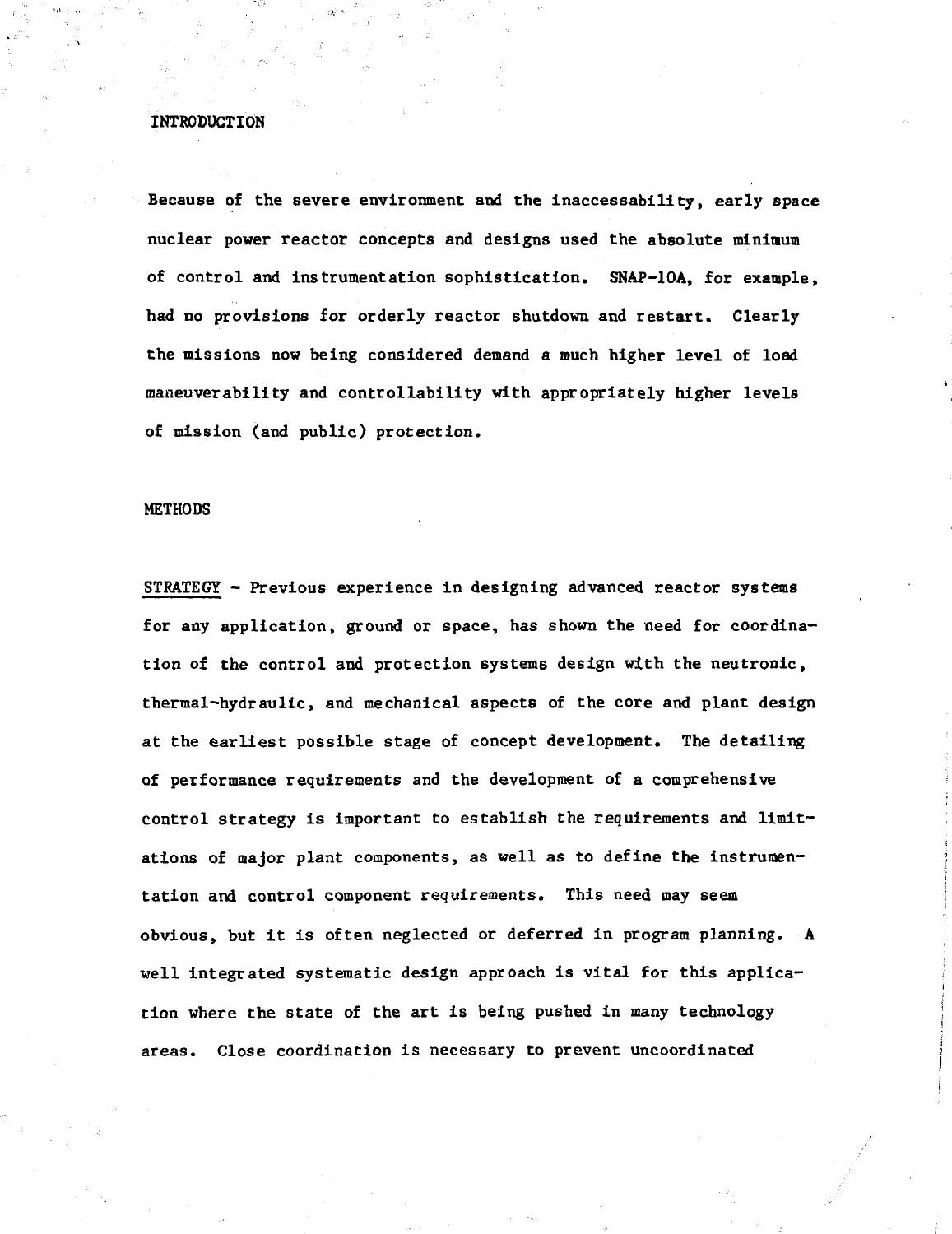## INTRODUCTION

Because of the severe environment and the inaccessability, early space nuclear power reactor concepts and designs used the absolute minimum of control and instrumentation sophistication. SNAP-10A, for example, had no provisions for orderly reactor shutdown and restart. Clearly the missions now being considered demand a much higher level of load maneuverability and controllability with appropriately higher levels of mission (and public) protection.

## METHODS

STRATEGY - Previous experience in designing advanced reactor systems for any application, ground or space, has shown the need for coordination of the control and protection systems design with the neutronic, thermal-hydraulic, and mechanical aspects of the core and plant design at the earliest possible stage of concept development. The detailing of performance requirements and the development of a comprehensive control strategy is important to establish the requirements and limitations of major plant components, as well as to define the instrumentation and control component requirements. This need may seem obvious, but it is often neglected or deferred in program planning. A well integrated systematic design approach is vital for this application where the state of the art is being pushed in many technology areas. Close coordination is necessary to prevent uncoordinated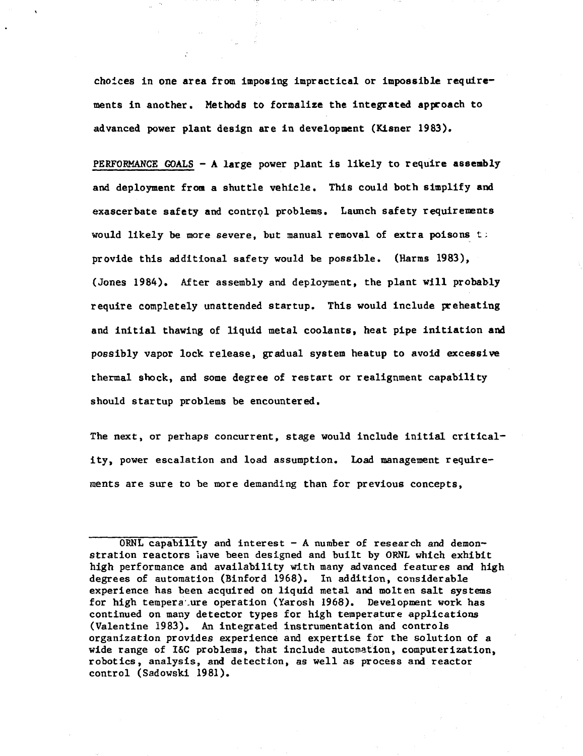choices in one area from imposing impractical or impossible requirements in another. Methods to formalize the integrated approach to advanced power plant design are in development (Kisner 1983).

PERFORMANCE GOALS - A large power plant is likely to require assembly and deployment from a shuttle vehicle. This could both simplify and exascerbate safety and control problems. Launch safety requirements would likely be more severe, but manual removal of extra poisons to provide this additional safety would be possible. (Harms 1983), (Jones 1984). After assembly and deployment, the plant will probably require completely unattended startup. This would include preheating and initial thawing of liquid metal coolants, heat pipe initiation and possibly vapor lock release, gradual system heatup to avoid excessive thermal shock, and some degree of restart or realignment capability should startup problems be encountered.

The next, or perhaps concurrent, stage would include initial criticality, power escalation and load assumption. Load management requirements are sure to be more demanding than for previous concepts,

---

ORNL capability and interest - A number of research and demonstration reactors have been designed and built by ORNL which exhibit high performance and availability with many advanced features and high degrees of automation (Binford 1968). In addition, considerable experience has been acquired on liquid metal and molten salt systems for high temperature operation (Yarosh 1968). Development work has continued on many detector types for high temperature applications (Valentine 1983). An integrated instrumentation and controls organization provides experience and expertise for the solution of a wide range of I&C problems, that include automation, computerization, robotics, analysis, and detection, as well as process and reactor control (Sadowski 1981).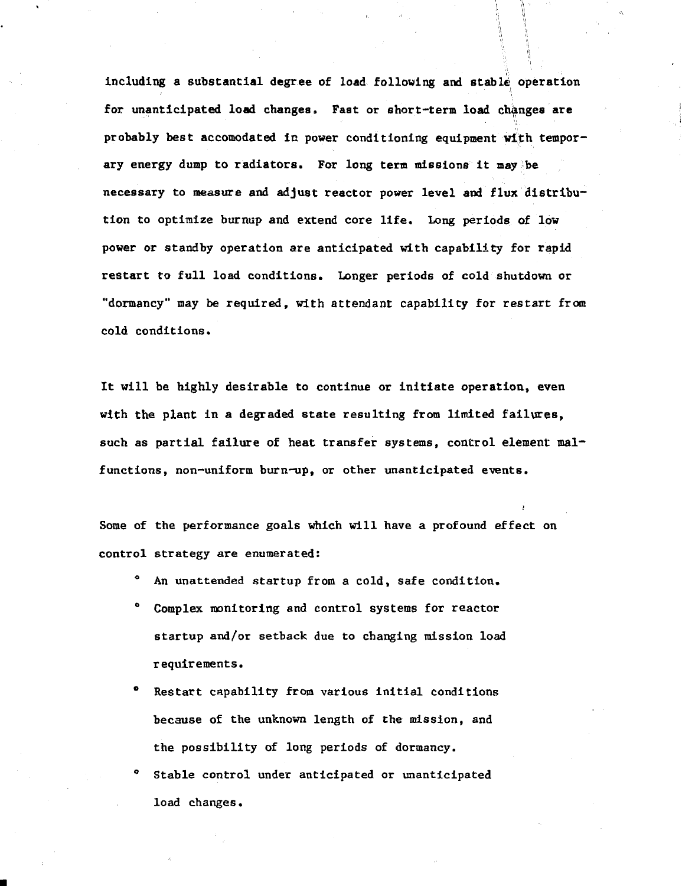including a substantial degree of load following and stable operation for unanticipated load changes. Fast or short-term load changes are probably best accomodated in power conditioning equipment with temporary energy dump to radiators. For long term missions it may be necessary to measure and adjust reactor power level and flux distribution to optimize burnup and extend core life. Long periods of low power or standby operation are anticipated with capability for rapid restart to full load conditions. Longer periods of cold shutdown or "dormancy" may be required, with attendant capability for restart from cold conditions.

It will be highly desirable to continue or initiate operation, even with the plant in a degraded state resulting from limited failures, such as partial failure of heat transfer systems, control element malfunctions, non-uniform burn-up, or other unanticipated events.

Some of the performance goals which will have a profound effect on control strategy are enumerated:

- An unattended startup from a cold, safe condition.
- Complex monitoring and control systems for reactor startup and/or setback due to changing mission load requirements.
- Restart capability from various initial conditions because of the unknown length of the mission, and the possibility of long periods of dormancy.
- Stable control under anticipated or unanticipated load changes.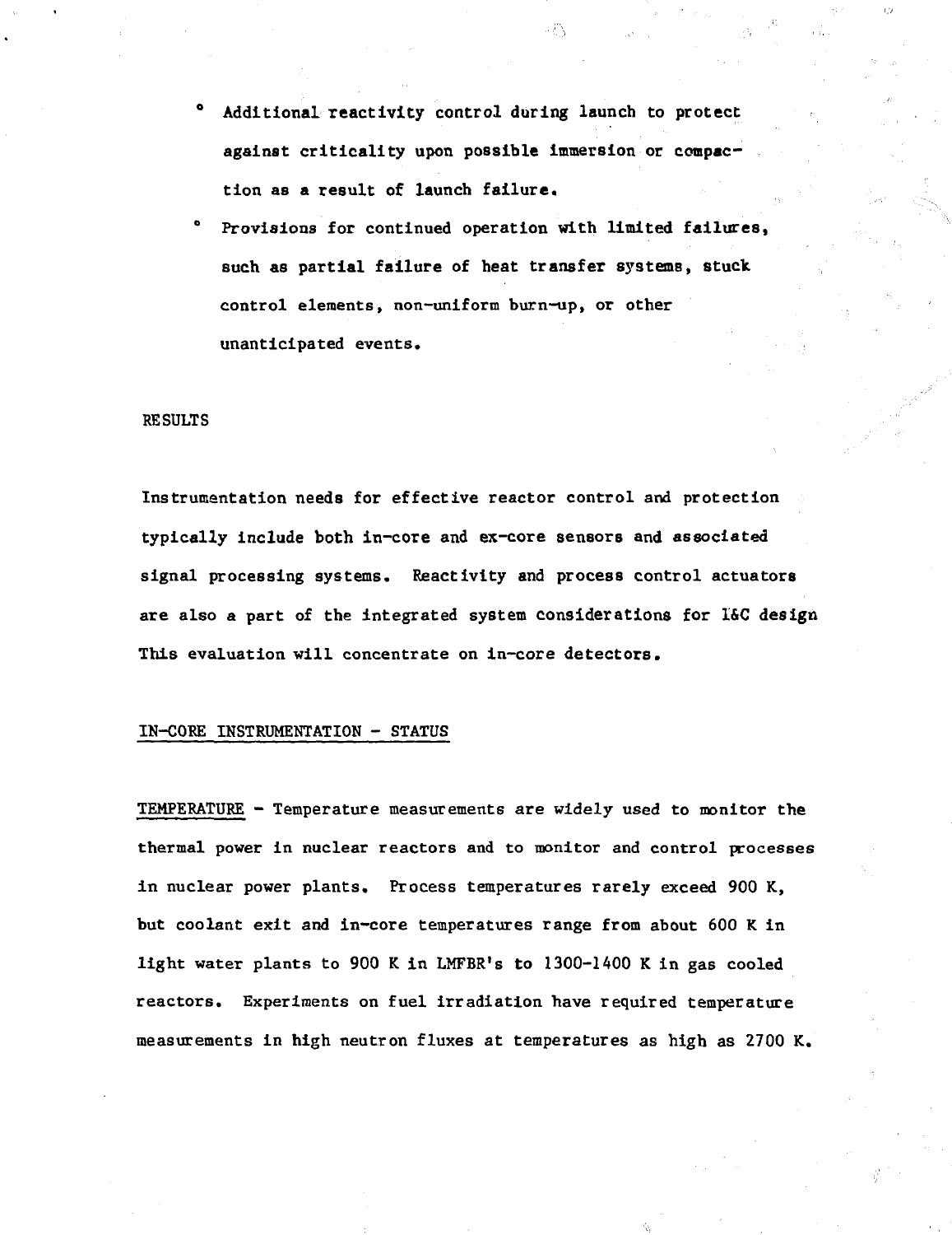- Additional reactivity control during launch to protect against criticality upon possible immersion or compaction as a result of launch failure.
- Provisions for continued operation with limited failures, such as partial failure of heat transfer systems, stuck control elements, non-uniform burn-up, or other unanticipated events.

## RESULTS

Instrumentation needs for effective reactor control and protection typically include both in-core and ex-core sensors and associated signal processing systems. Reactivity and process control actuators are also a part of the integrated system considerations for I&C design This evaluation will concentrate on in-core detectors.

## IN-CORE INSTRUMENTATION - STATUS

TEMPERATURE - Temperature measurements are widely used to monitor the thermal power in nuclear reactors and to monitor and control processes in nuclear power plants. Process temperatures rarely exceed 900 K, but coolant exit and in-core temperatures range from about 600 K in light water plants to 900 K in LMFBR's to 1300-1400 K in gas cooled reactors. Experiments on fuel irradiation have required temperature measurements in high neutron fluxes at temperatures as high as 2700 K.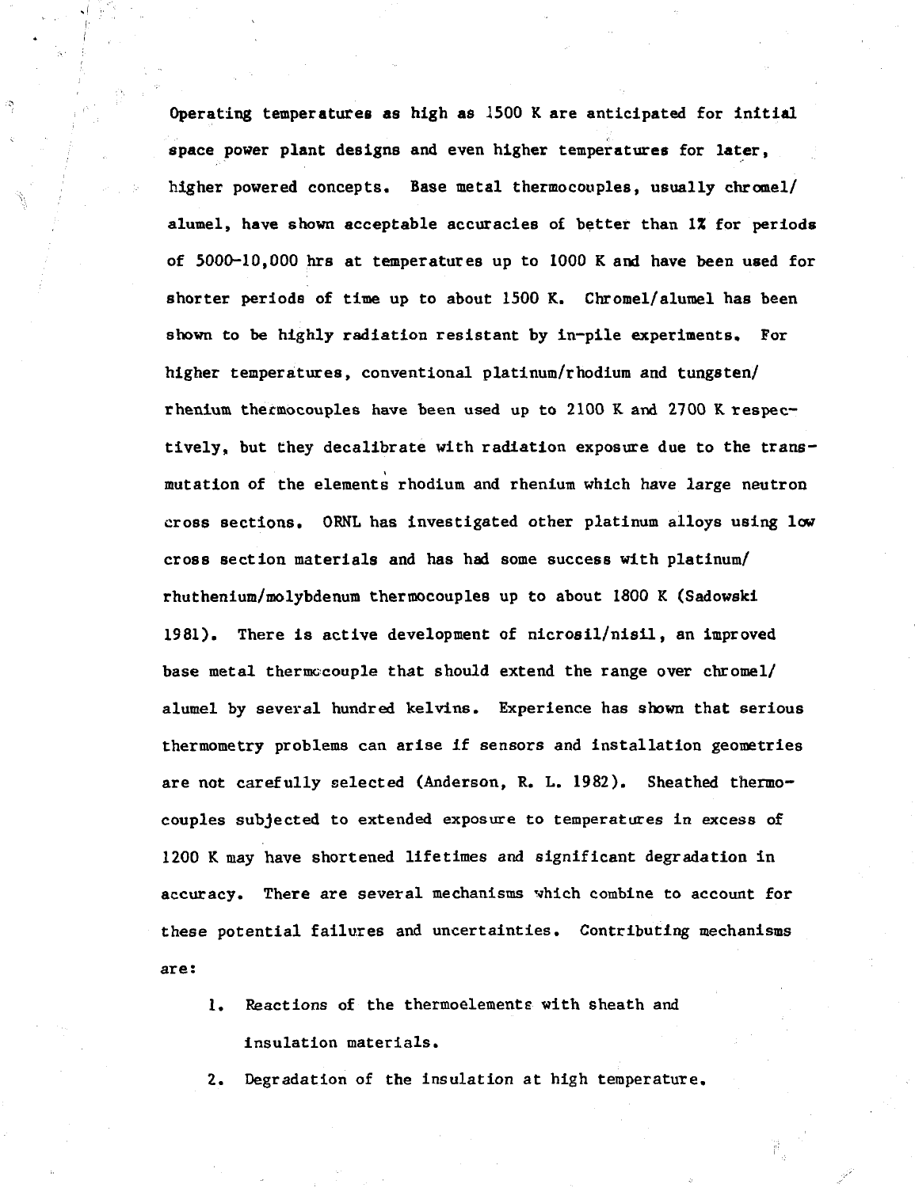Operating temperatures as high as 1500 K are anticipated for initial space power plant designs and even higher temperatures for later, higher powered concepts. Base metal thermocouples, usually chromel/alumel, have shown acceptable accuracies of better than 1% for periods of 5000–10,000 hrs at temperatures up to 1000 K and have been used for shorter periods of time up to about 1500 K. Chromel/alumel has been shown to be highly radiation resistant by in-pile experiments. For higher temperatures, conventional platinum/rhodium and tungsten/rhenium thermocouples have been used up to 2100 K and 2700 K respectively, but they decalibrate with radiation exposure due to the transmutation of the elements rhodium and rhenium which have large neutron cross sections. ORNL has investigated other platinum alloys using low cross section materials and has had some success with platinum/rhuthenium/molybdenum thermocouples up to about 1800 K (Sadowski 1981). There is active development of nicrosil/nisil, an improved base metal thermocouple that should extend the range over chromel/alumel by several hundred kelvins. Experience has shown that serious thermometry problems can arise if sensors and installation geometries are not carefully selected (Anderson, R. L. 1982). Sheathed thermocouples subjected to extended exposure to temperatures in excess of 1200 K may have shortened lifetimes and significant degradation in accuracy. There are several mechanisms which combine to account for these potential failures and uncertainties. Contributing mechanisms are:

1. Reactions of the thermoelements with sheath and insulation materials.
2. Degradation of the insulation at high temperature.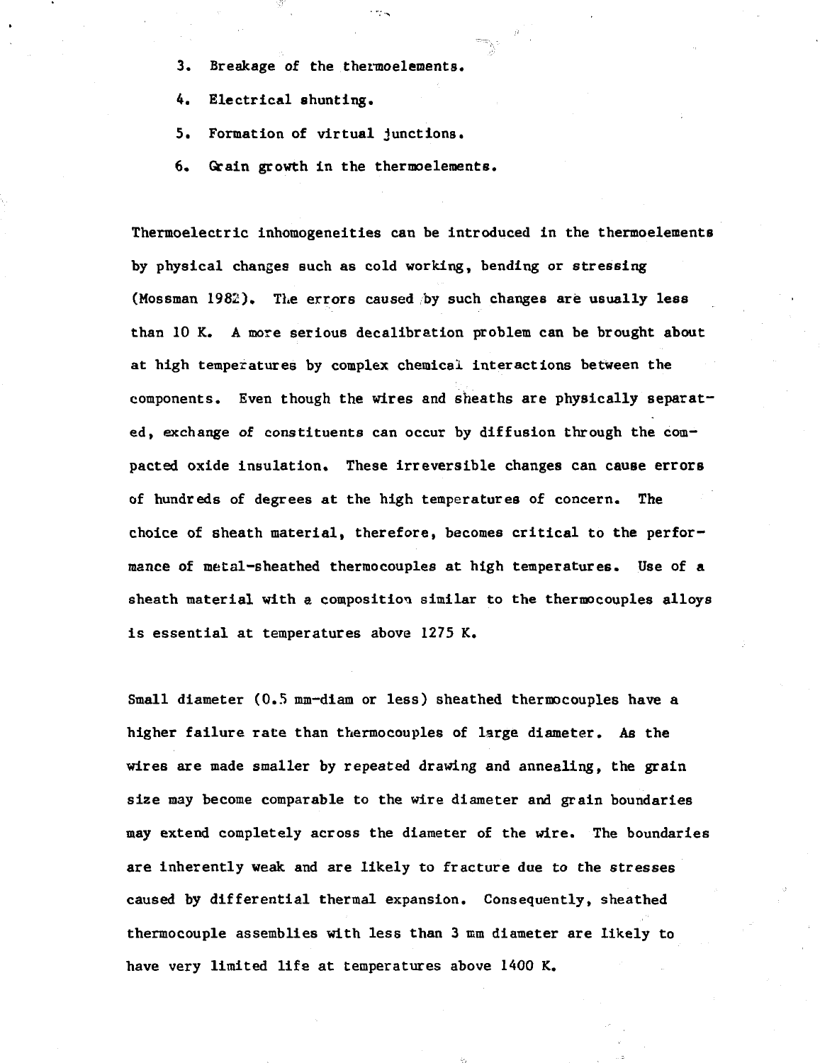3. Breakage of the thermoelements.

4. Electrical shunting.

5. Formation of virtual junctions.

6. Grain growth in the thermoelements.

Thermoelectric inhomogeneities can be introduced in the thermoelements by physical changes such as cold working, bending or stressing (Mossman 1982). The errors caused by such changes are usually less than 10 K. A more serious decalibration problem can be brought about at high temperatures by complex chemical interactions between the components. Even though the wires and sheaths are physically separated, exchange of constituents can occur by diffusion through the compacted oxide insulation. These irreversible changes can cause errors of hundreds of degrees at the high temperatures of concern. The choice of sheath material, therefore, becomes critical to the performance of metal-sheathed thermocouples at high temperatures. Use of a sheath material with a composition similar to the thermocouples alloys is essential at temperatures above 1275 K.

Small diameter (0.5 mm-diam or less) sheathed thermocouples have a higher failure rate than thermocouples of large diameter. As the wires are made smaller by repeated drawing and annealing, the grain size may become comparable to the wire diameter and grain boundaries may extend completely across the diameter of the wire. The boundaries are inherently weak and are likely to fracture due to the stresses caused by differential thermal expansion. Consequently, sheathed thermocouple assemblies with less than 3 mm diameter are likely to have very limited life at temperatures above 1400 K.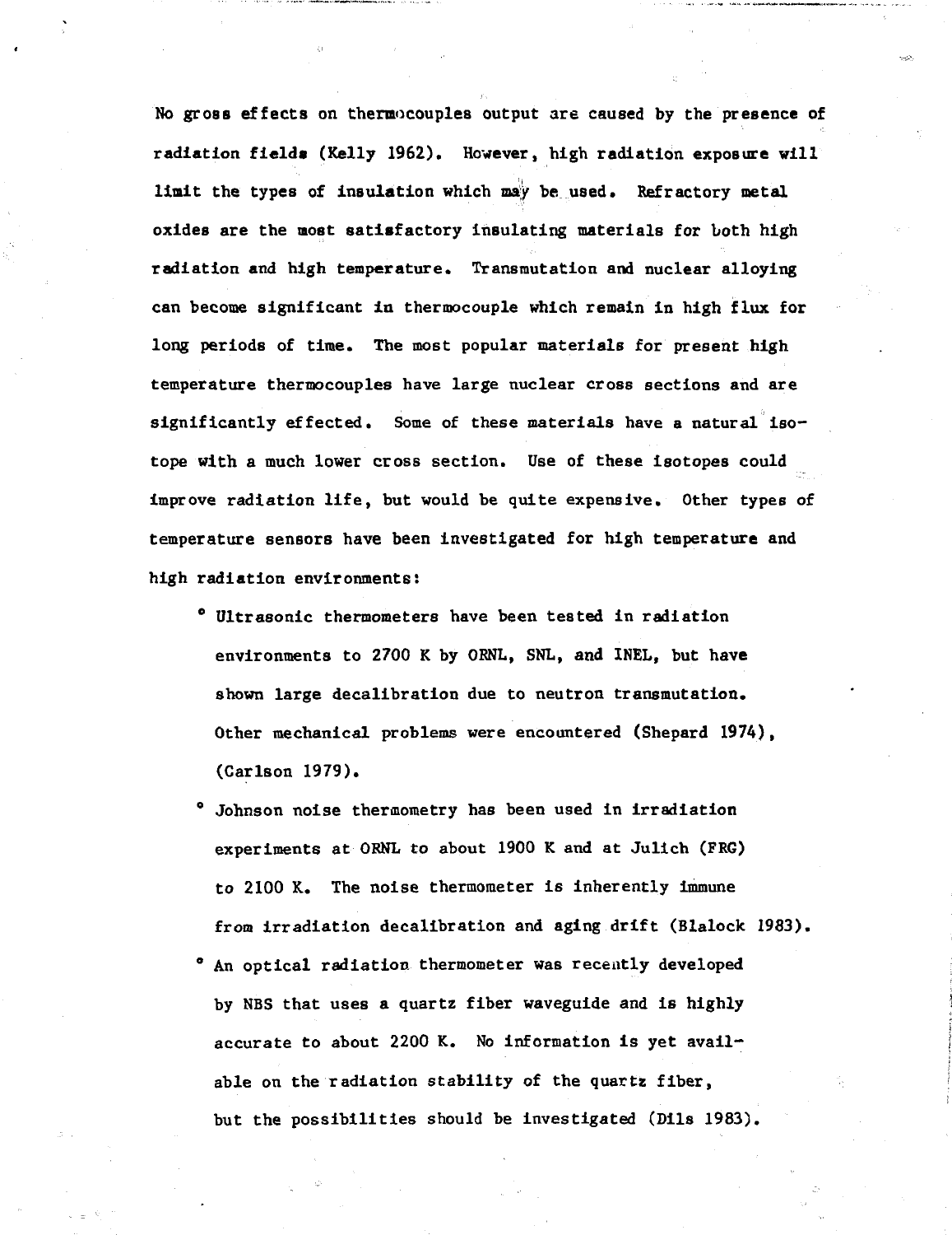No gross effects on thermocouples output are caused by the presence of radiation fields (Kelly 1962). However, high radiation exposure will limit the types of insulation which may be used. Refractory metal oxides are the most satisfactory insulating materials for both high radiation and high temperature. Transmutation and nuclear alloying can become significant in thermocouple which remain in high flux for long periods of time. The most popular materials for present high temperature thermocouples have large nuclear cross sections and are significantly effected. Some of these materials have a natural isotope with a much lower cross section. Use of these isotopes could improve radiation life, but would be quite expensive. Other types of temperature sensors have been investigated for high temperature and high radiation environments:

- Ultrasonic thermometers have been tested in radiation environments to 2700 K by ORNL, SNL, and INEL, but have shown large decalibration due to neutron transmutation. Other mechanical problems were encountered (Shepard 1974), (Carlson 1979).
- Johnson noise thermometry has been used in irradiation experiments at ORNL to about 1900 K and at Julich (FRG) to 2100 K. The noise thermometer is inherently immune from irradiation decalibration and aging drift (Blalock 1983).
- An optical radiation thermometer was recently developed by NBS that uses a quartz fiber waveguide and is highly accurate to about 2200 K. No information is yet available on the radiation stability of the quartz fiber, but the possibilities should be investigated (Dils 1983).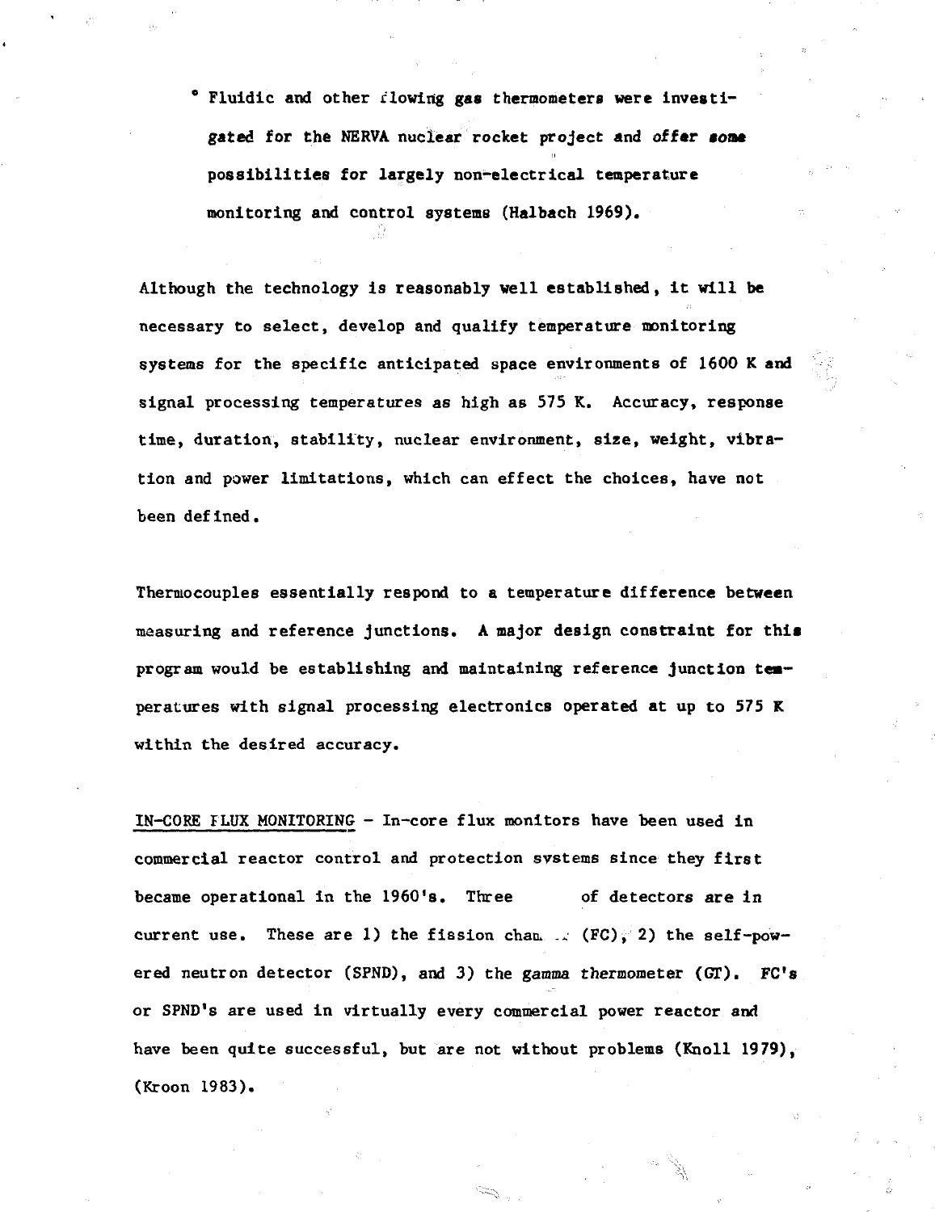- Fluidic and other flowing gas thermometers were investigated for the NERVA nuclear rocket project and offer some possibilities for largely non-electrical temperature monitoring and control systems (Halbach 1969).

Although the technology is reasonably well established, it will be necessary to select, develop and qualify temperature monitoring systems for the specific anticipated space environments of 1600 K and signal processing temperatures as high as 575 K. Accuracy, response time, duration, stability, nuclear environment, size, weight, vibration and power limitations, which can effect the choices, have not been defined.

Thermocouples essentially respond to a temperature difference between measuring and reference junctions. A major design constraint for this program would be establishing and maintaining reference junction temperatures with signal processing electronics operated at up to 575 K within the desired accuracy.

IN-CORE FLUX MONITORING - In-core flux monitors have been used in commercial reactor control and protection systems since they first became operational in the 1960's. Three of detectors are in current use. These are 1) the fission chamber (FC), 2) the self-powered neutron detector (SPND), and 3) the gamma thermometer (GT). FC's or SPND's are used in virtually every commercial power reactor and have been quite successful, but are not without problems (Knoll 1979), (Kroon 1983).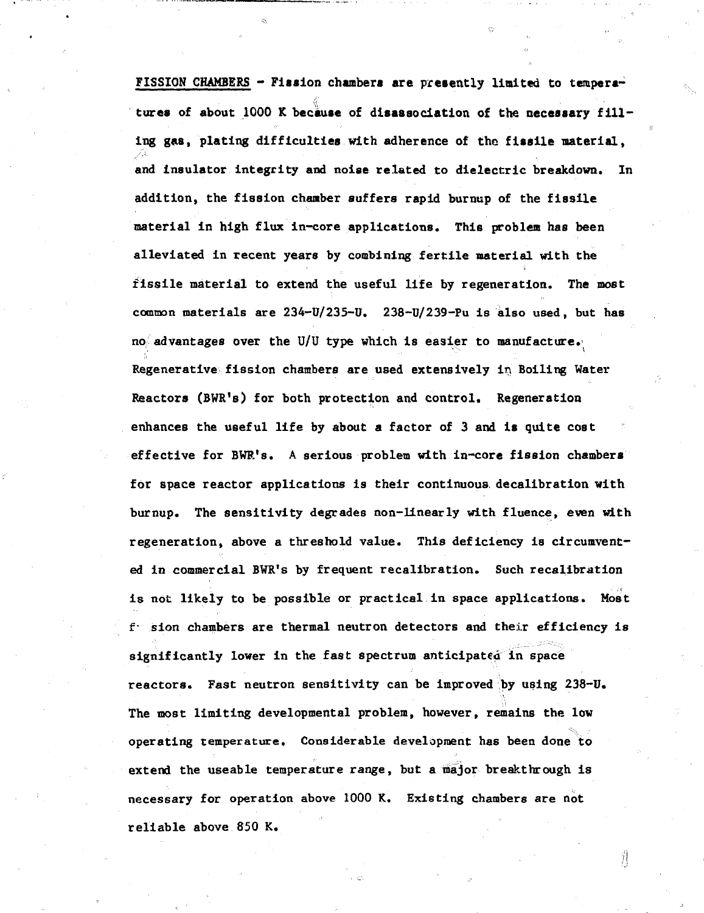FISSION CHAMBERS - Fission chambers are presently limited to temperatures of about 1000 K because of disassociation of the necessary filling gas, plating difficulties with adherence of the fissile material, and insulator integrity and noise related to dielectric breakdown. In addition, the fission chamber suffers rapid burnup of the fissile material in high flux in-core applications. This problem has been alleviated in recent years by combining fertile material with the fissile material to extend the useful life by regeneration. The most common materials are 234-U/235-U. 238-U/239-Pu is also used, but has no advantages over the U/U type which is easier to manufacture. Regenerative fission chambers are used extensively in Boiling Water Reactors (BWR's) for both protection and control. Regeneration enhances the useful life by about a factor of 3 and is quite cost effective for BWR's. A serious problem with in-core fission chambers for space reactor applications is their continuous decalibration with burnup. The sensitivity degrades non-linearly with fluence, even with regeneration, above a threshold value. This deficiency is circumvented in commercial BWR's by frequent recalibration. Such recalibration is not likely to be possible or practical in space applications. Most f· sion chambers are thermal neutron detectors and their efficiency is significantly lower in the fast spectrum anticipated in space reactors. Fast neutron sensitivity can be improved by using 238-U. The most limiting developmental problem, however, remains the low operating temperature. Considerable development has been done to extend the useable temperature range, but a major breakthrough is necessary for operation above 1000 K. Existing chambers are not reliable above 850 K.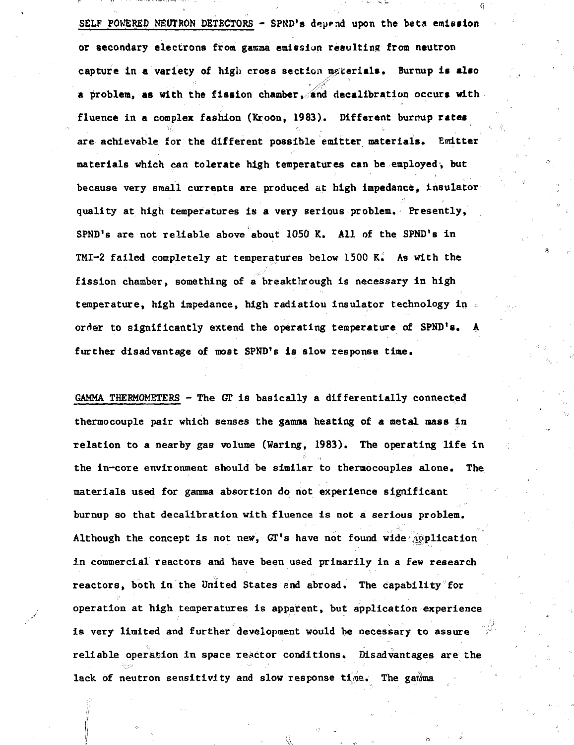SELF POWERED NEUTRON DETECTORS - SPND's depend upon the beta emission or secondary electrons from gamma emission resulting from neutron capture in a variety of high cross section materials. Burnup is also a problem, as with the fission chamber, and decalibration occurs with fluence in a complex fashion (Kroon, 1983). Different burnup rates are achievable for the different possible emitter materials. Emitter materials which can tolerate high temperatures can be employed, but because very small currents are produced at high impedance, insulator quality at high temperatures is a very serious problem. Presently, SPND's are not reliable above about 1050 K. All of the SPND's in TMI-2 failed completely at temperatures below 1500 K. As with the fission chamber, something of a breakthrough is necessary in high temperature, high impedance, high radiation insulator technology in order to significantly extend the operating temperature of SPND's. A further disadvantage of most SPND's is slow response time.

GAMMA THERMOMETERS - The GT is basically a differentially connected thermocouple pair which senses the gamma heating of a metal mass in relation to a nearby gas volume (Waring, 1983). The operating life in the in-core environment should be similar to thermocouples alone. The materials used for gamma absortion do not experience significant burnup so that decalibration with fluence is not a serious problem. Although the concept is not new, GT's have not found wide application in commercial reactors and have been used primarily in a few research reactors, both in the United States and abroad. The capability for operation at high temperatures is apparent, but application experience is very limited and further development would be necessary to assure reliable operation in space reactor conditions. Disadvantages are the lack of neutron sensitivity and slow response time. The gamma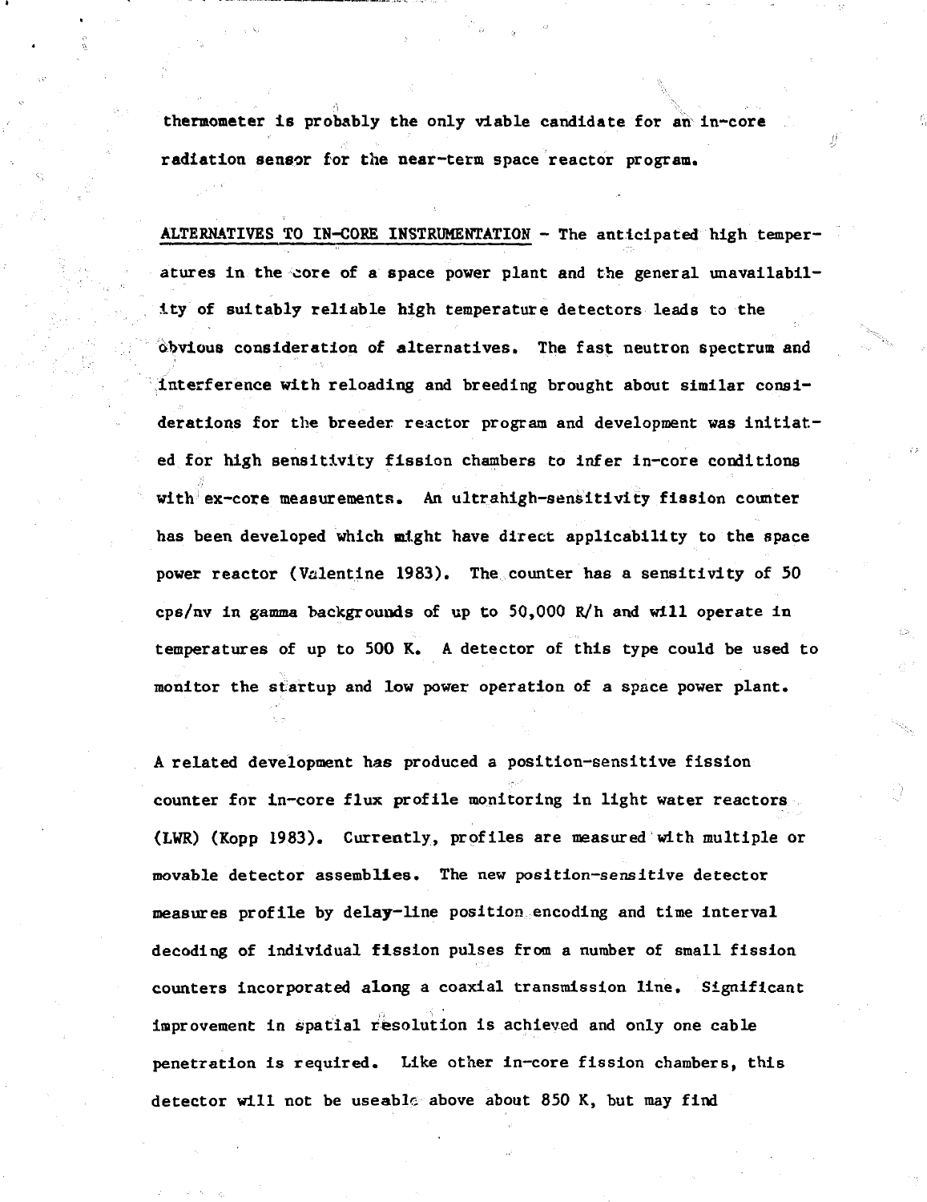thermometer is probably the only viable candidate for an in-core radiation sensor for the near-term space reactor program.

ALTERNATIVES TO IN-CORE INSTRUMENTATION - The anticipated high temperatures in the core of a space power plant and the general unavailability of suitably reliable high temperature detectors leads to the obvious consideration of alternatives. The fast neutron spectrum and interference with reloading and breeding brought about similar considerations for the breeder reactor program and development was initiated for high sensitivity fission chambers to infer in-core conditions with ex-core measurements. An ultrahigh-sensitivity fission counter has been developed which might have direct applicability to the space power reactor (Valentine 1983). The counter has a sensitivity of 50 cps/nv in gamma backgrounds of up to 50,000 R/h and will operate in temperatures of up to 500 K. A detector of this type could be used to monitor the startup and low power operation of a space power plant.

A related development has produced a position-sensitive fission counter for in-core flux profile monitoring in light water reactors (LWR) (Kopp 1983). Currently, profiles are measured with multiple or movable detector assemblies. The new position-sensitive detector measures profile by delay-line position encoding and time interval decoding of individual fission pulses from a number of small fission counters incorporated along a coaxial transmission line. Significant improvement in spatial resolution is achieved and only one cable penetration is required. Like other in-core fission chambers, this detector will not be useable above about 850 K, but may find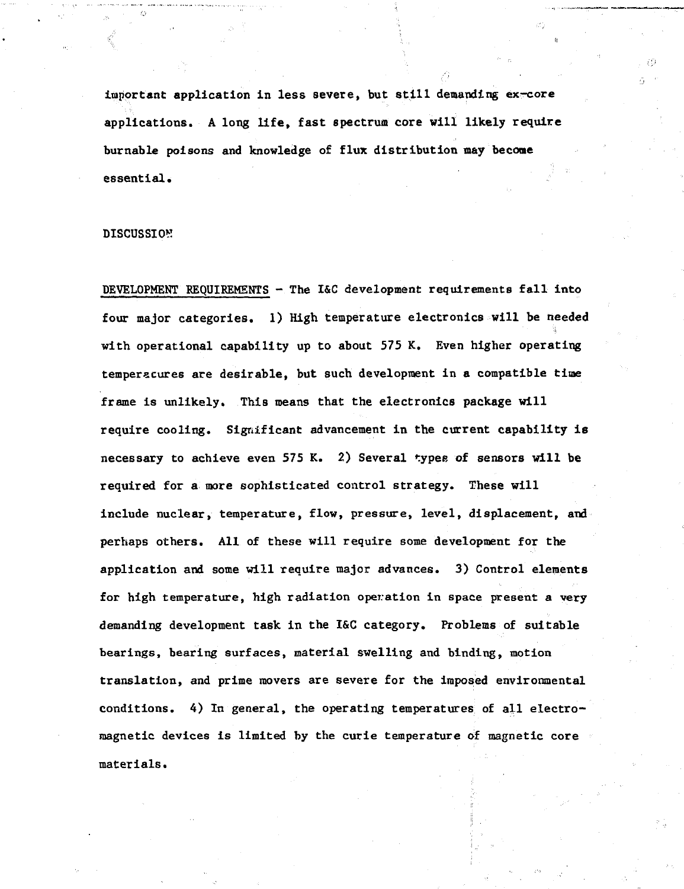important application in less severe, but still demanding ex-core applications. A long life, fast spectrum core will likely require burnable poisons and knowledge of flux distribution may become essential.

## DISCUSSION

DEVELOPMENT REQUIREMENTS - The I&C development requirements fall into four major categories. 1) High temperature electronics will be needed with operational capability up to about 575 K. Even higher operating temperatures are desirable, but such development in a compatible time frame is unlikely. This means that the electronics package will require cooling. Significant advancement in the current capability is necessary to achieve even 575 K. 2) Several types of sensors will be required for a more sophisticated control strategy. These will include nuclear, temperature, flow, pressure, level, displacement, and perhaps others. All of these will require some development for the application and some will require major advances. 3) Control elements for high temperature, high radiation operation in space present a very demanding development task in the I&C category. Problems of suitable bearings, bearing surfaces, material swelling and binding, motion translation, and prime movers are severe for the imposed environmental conditions. 4) In general, the operating temperatures of all electromagnetic devices is limited by the curie temperature of magnetic core materials.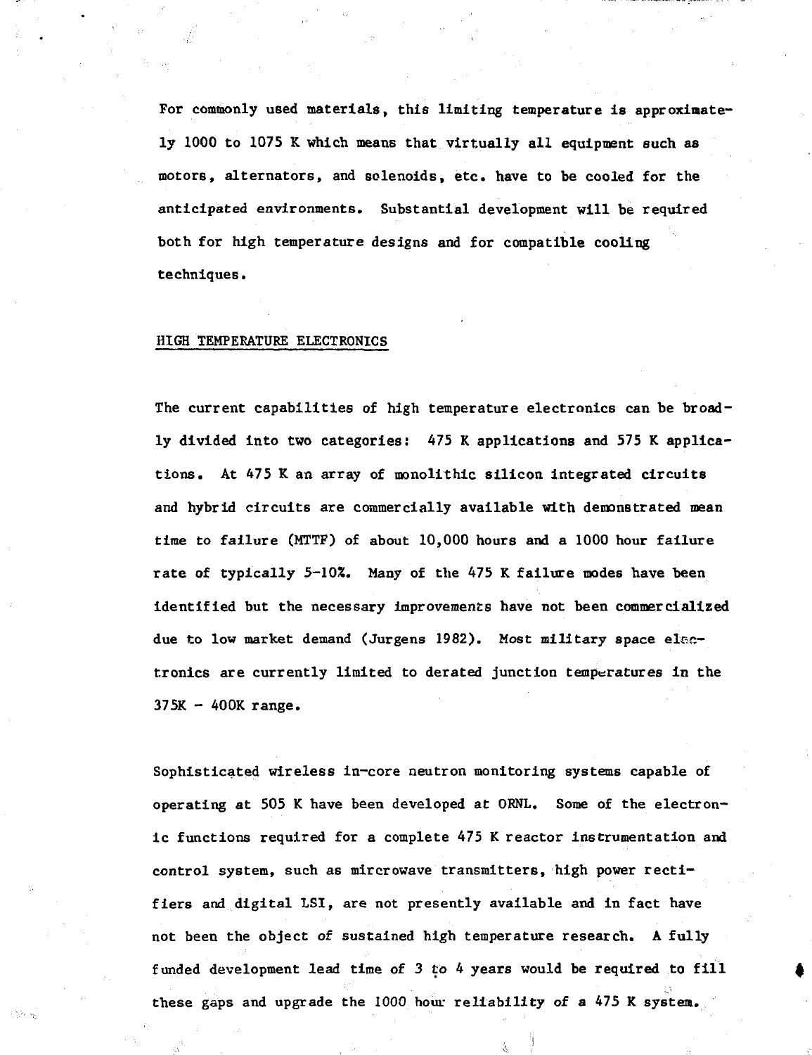For commonly used materials, this limiting temperature is approximately 1000 to 1075 K which means that virtually all equipment such as motors, alternators, and solenoids, etc. have to be cooled for the anticipated environments. Substantial development will be required both for high temperature designs and for compatible cooling techniques.

## HIGH TEMPERATURE ELECTRONICS

The current capabilities of high temperature electronics can be broadly divided into two categories: 475 K applications and 575 K applications. At 475 K an array of monolithic silicon integrated circuits and hybrid circuits are commercially available with demonstrated mean time to failure (MTTF) of about 10,000 hours and a 1000 hour failure rate of typically 5-10%. Many of the 475 K failure modes have been identified but the necessary improvements have not been commercialized due to low market demand (Jurgens 1982). Most military space electronics are currently limited to derated junction temperatures in the 375K - 400K range.

Sophisticated wireless in-core neutron monitoring systems capable of operating at 505 K have been developed at ORNL. Some of the electronic functions required for a complete 475 K reactor instrumentation and control system, such as mircrowave transmitters, high power rectifiers and digital LSI, are not presently available and in fact have not been the object of sustained high temperature research. A fully funded development lead time of 3 to 4 years would be required to fill these gaps and upgrade the 1000 hour reliability of a 475 K system.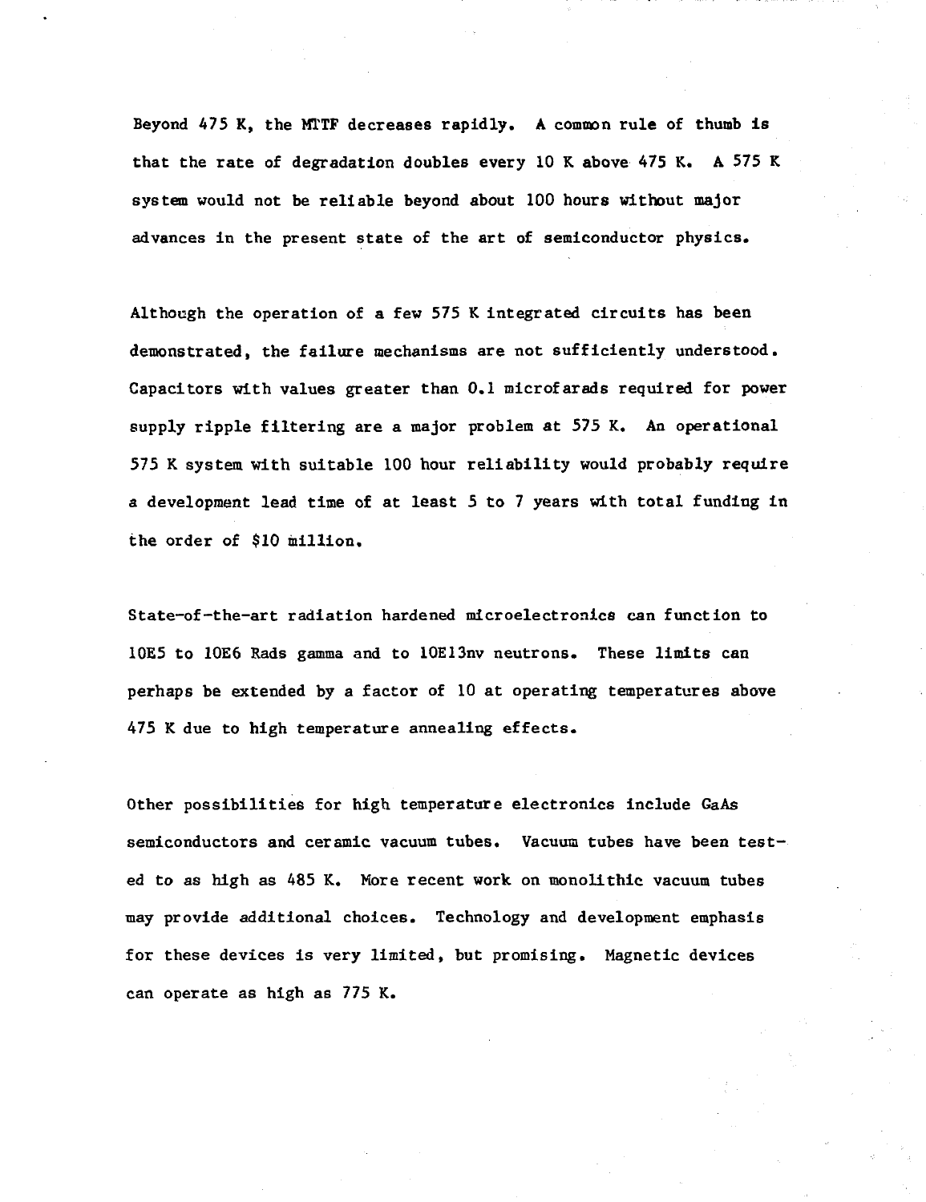Beyond 475 K, the MTTF decreases rapidly. A common rule of thumb is that the rate of degradation doubles every 10 K above 475 K. A 575 K system would not be reliable beyond about 100 hours without major advances in the present state of the art of semiconductor physics.

Although the operation of a few 575 K integrated circuits has been demonstrated, the failure mechanisms are not sufficiently understood. Capacitors with values greater than 0.1 microfarads required for power supply ripple filtering are a major problem at 575 K. An operational 575 K system with suitable 100 hour reliability would probably require a development lead time of at least 5 to 7 years with total funding in the order of $10 million.

State-of-the-art radiation hardened microelectronics can function to 10E5 to 10E6 Rads gamma and to 10E13nv neutrons. These limits can perhaps be extended by a factor of 10 at operating temperatures above 475 K due to high temperature annealing effects.

Other possibilities for high temperature electronics include GaAs semiconductors and ceramic vacuum tubes. Vacuum tubes have been tested to as high as 485 K. More recent work on monolithic vacuum tubes may provide additional choices. Technology and development emphasis for these devices is very limited, but promising. Magnetic devices can operate as high as 775 K.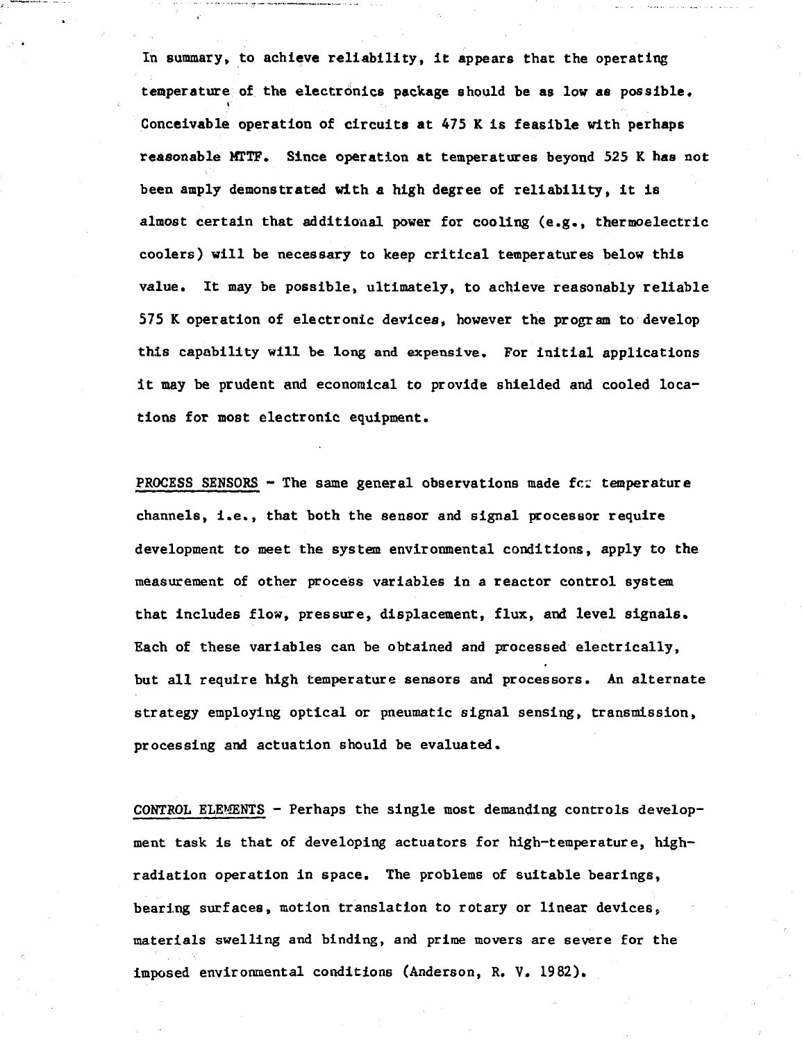In summary, to achieve reliability, it appears that the operating temperature of the electronics package should be as low as possible. Conceivable operation of circuits at 475 K is feasible with perhaps reasonable MTTF. Since operation at temperatures beyond 525 K has not been amply demonstrated with a high degree of reliability, it is almost certain that additional power for cooling (e.g., thermoelectric coolers) will be necessary to keep critical temperatures below this value. It may be possible, ultimately, to achieve reasonably reliable 575 K operation of electronic devices, however the program to develop this capability will be long and expensive. For initial applications it may be prudent and economical to provide shielded and cooled locations for most electronic equipment.

PROCESS SENSORS - The same general observations made for temperature channels, i.e., that both the sensor and signal processor require development to meet the system environmental conditions, apply to the measurement of other process variables in a reactor control system that includes flow, pressure, displacement, flux, and level signals. Each of these variables can be obtained and processed electrically, but all require high temperature sensors and processors. An alternate strategy employing optical or pneumatic signal sensing, transmission, processing and actuation should be evaluated.

CONTROL ELEMENTS - Perhaps the single most demanding controls development task is that of developing actuators for high-temperature, high-radiation operation in space. The problems of suitable bearings, bearing surfaces, motion translation to rotary or linear devices, materials swelling and binding, and prime movers are severe for the imposed environmental conditions (Anderson, R. V. 1982).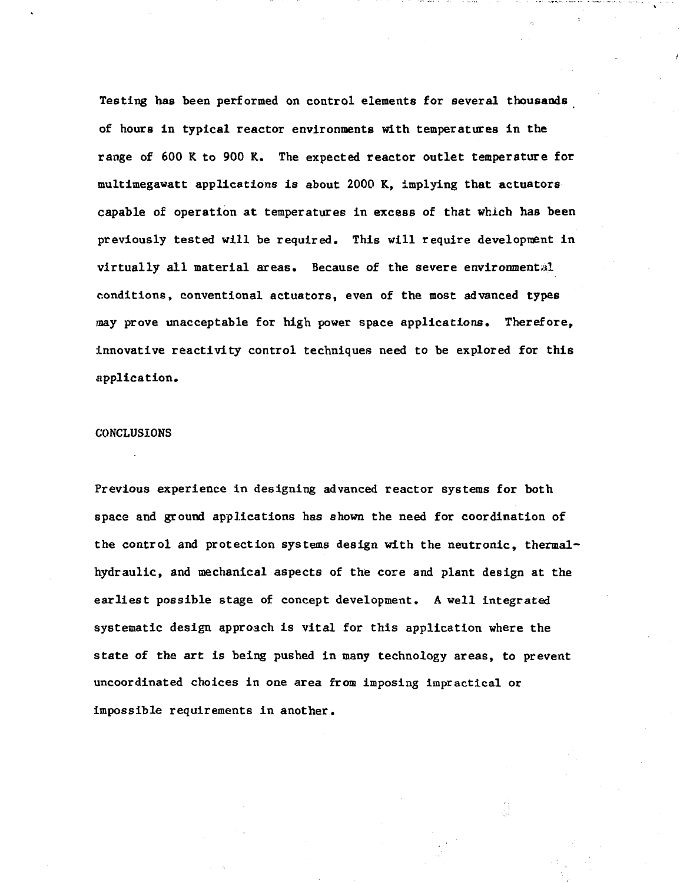Testing has been performed on control elements for several thousands of hours in typical reactor environments with temperatures in the range of 600 K to 900 K. The expected reactor outlet temperature for multimegawatt applications is about 2000 K, implying that actuators capable of operation at temperatures in excess of that which has been previously tested will be required. This will require development in virtually all material areas. Because of the severe environmental conditions, conventional actuators, even of the most advanced types may prove unacceptable for high power space applications. Therefore, innovative reactivity control techniques need to be explored for this application.

## CONCLUSIONS

Previous experience in designing advanced reactor systems for both space and ground applications has shown the need for coordination of the control and protection systems design with the neutronic, thermal-hydraulic, and mechanical aspects of the core and plant design at the earliest possible stage of concept development. A well integrated systematic design approach is vital for this application where the state of the art is being pushed in many technology areas, to prevent uncoordinated choices in one area from imposing impractical or impossible requirements in another.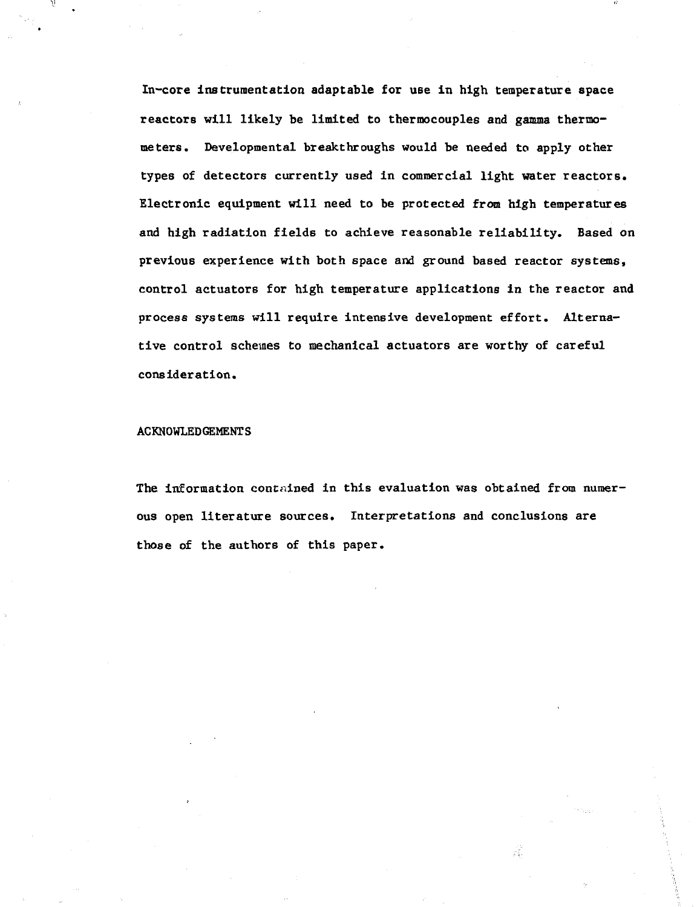In-core instrumentation adaptable for use in high temperature space reactors will likely be limited to thermocouples and gamma thermometers. Developmental breakthroughs would be needed to apply other types of detectors currently used in commercial light water reactors. Electronic equipment will need to be protected from high temperatures and high radiation fields to achieve reasonable reliability. Based on previous experience with both space and ground based reactor systems, control actuators for high temperature applications in the reactor and process systems will require intensive development effort. Alternative control schemes to mechanical actuators are worthy of careful consideration.

## ACKNOWLEDGEMENTS

The information contained in this evaluation was obtained from numerous open literature sources. Interpretations and conclusions are those of the authors of this paper.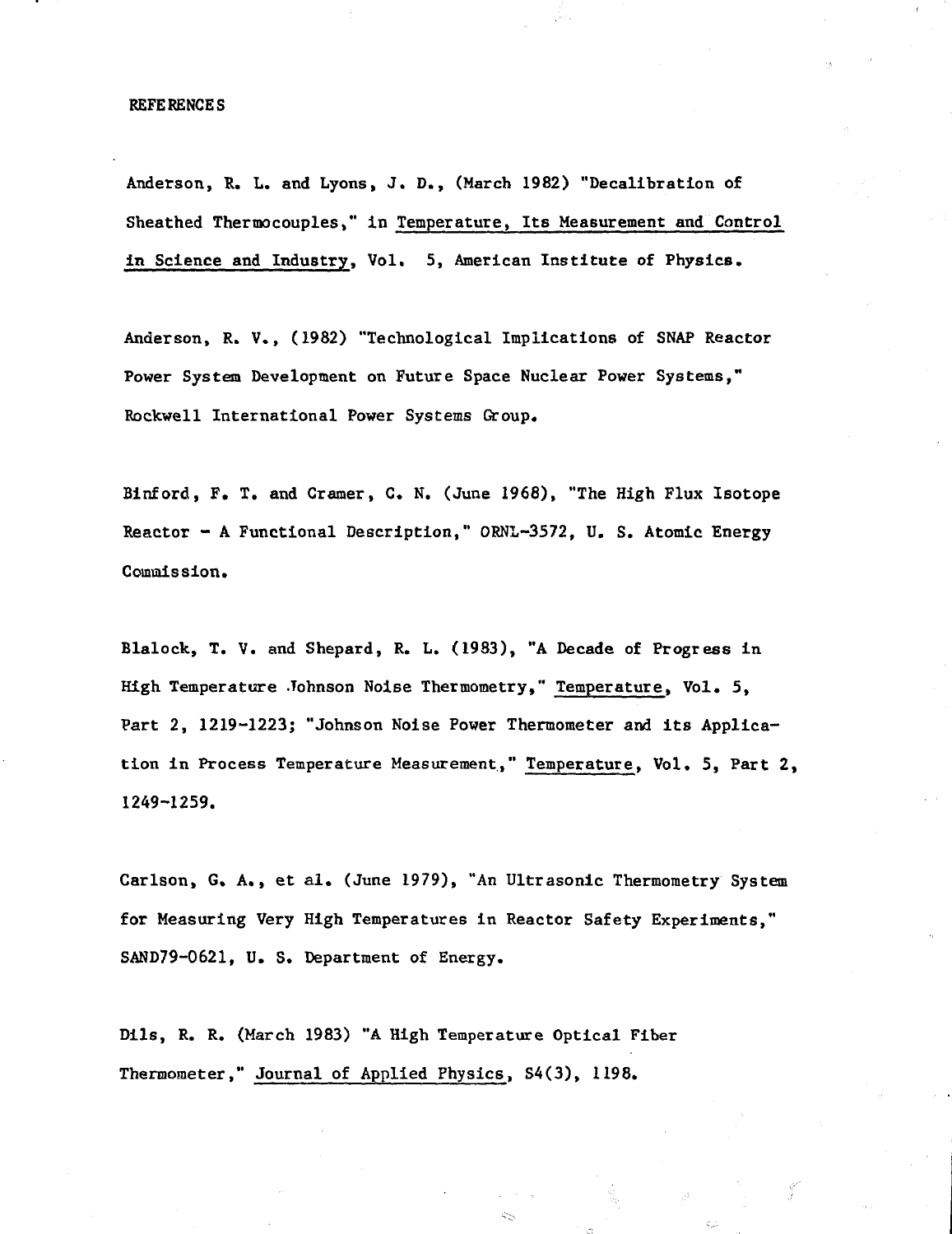## REFERENCES

Anderson, R. L. and Lyons, J. D., (March 1982) "Decalibration of Sheathed Thermocouples," in Temperature, Its Measurement and Control in Science and Industry, Vol. 5, American Institute of Physics.

Anderson, R. V., (1982) "Technological Implications of SNAP Reactor Power System Development on Future Space Nuclear Power Systems," Rockwell International Power Systems Group.

Binford, F. T. and Cramer, C. N. (June 1968), "The High Flux Isotope Reactor - A Functional Description," ORNL-3572, U. S. Atomic Energy Commission.

Blalock, T. V. and Shepard, R. L. (1983), "A Decade of Progress in High Temperature Johnson Noise Thermometry," Temperature, Vol. 5, Part 2, 1219-1223; "Johnson Noise Power Thermometer and its Application in Process Temperature Measurement," Temperature, Vol. 5, Part 2, 1249-1259.

Carlson, G. A., et al. (June 1979), "An Ultrasonic Thermometry System for Measuring Very High Temperatures in Reactor Safety Experiments," SAND79-0621, U. S. Department of Energy.

Dils, R. R. (March 1983) "A High Temperature Optical Fiber Thermometer," Journal of Applied Physics, 54(3), 1198.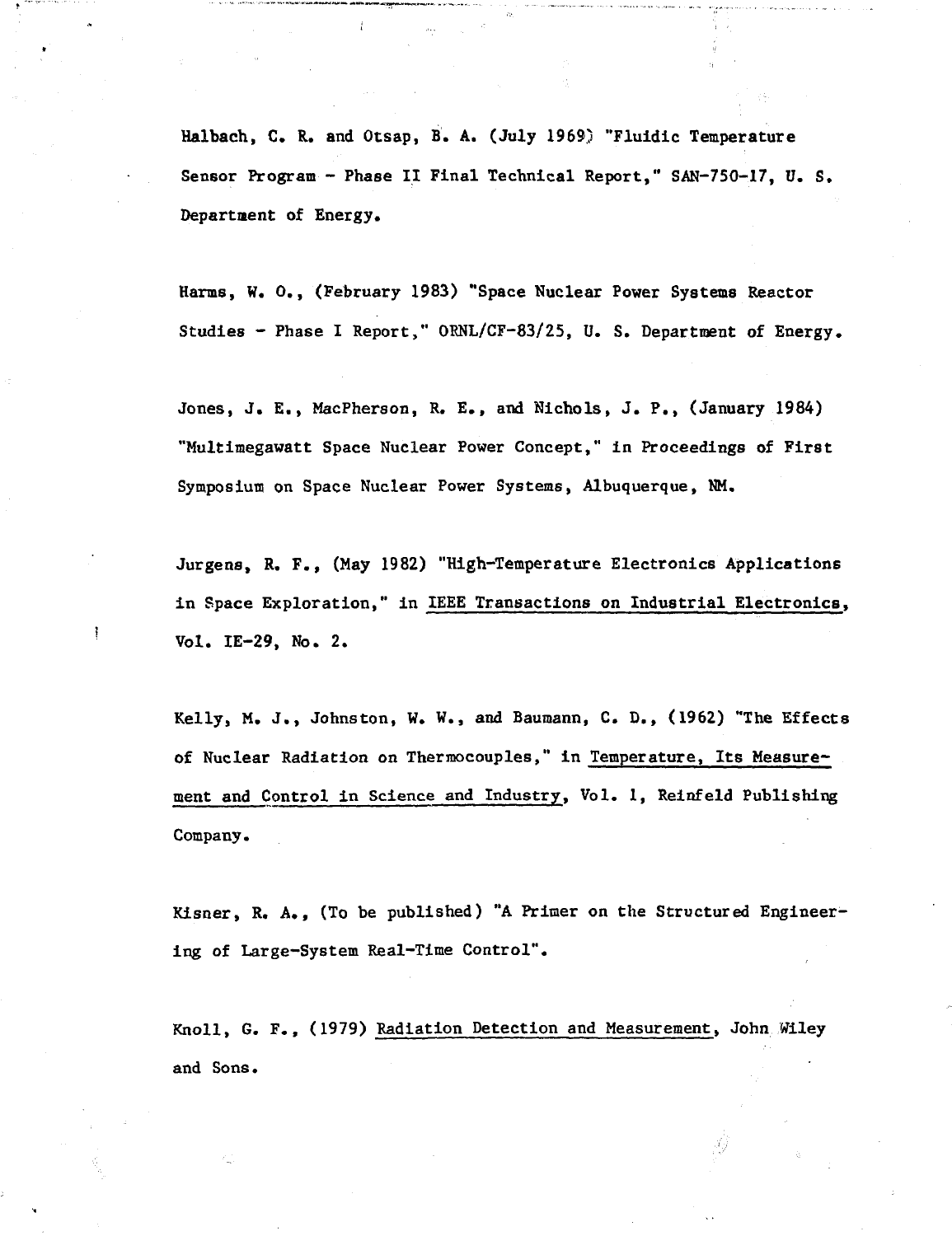Halbach, C. R. and Otsap, B. A. (July 1969) "Fluidic Temperature Sensor Program - Phase II Final Technical Report," SAN-750-17, U. S. Department of Energy.

Harms, W. O., (February 1983) "Space Nuclear Power Systems Reactor Studies - Phase I Report," ORNL/CF-83/25, U. S. Department of Energy.

Jones, J. E., MacPherson, R. E., and Nichols, J. P., (January 1984) "Multimegawatt Space Nuclear Power Concept," in Proceedings of First Symposium on Space Nuclear Power Systems, Albuquerque, NM.

Jurgens, R. F., (May 1982) "High-Temperature Electronics Applications in Space Exploration," in IEEE Transactions on Industrial Electronics, Vol. IE-29, No. 2.

Kelly, M. J., Johnston, W. W., and Baumann, C. D., (1962) "The Effects of Nuclear Radiation on Thermocouples," in Temperature, Its Measurement and Control in Science and Industry, Vol. 1, Reinfeld Publishing Company.

Kisner, R. A., (To be published) "A Primer on the Structured Engineering of Large-System Real-Time Control".

Knoll, G. F., (1979) Radiation Detection and Measurement, John Wiley and Sons.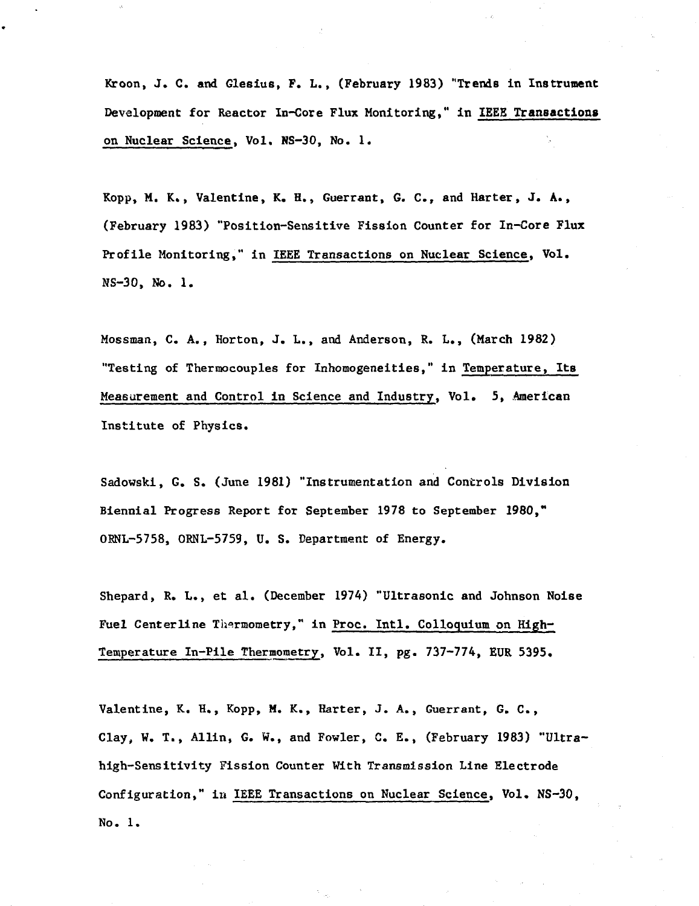Kroon, J. C. and Glesius, F. L., (February 1983) "Trends in Instrument Development for Reactor In-Core Flux Monitoring," in IEEE Transactions on Nuclear Science, Vol. NS-30, No. 1.

Kopp, M. K., Valentine, K. H., Guerrant, G. C., and Harter, J. A., (February 1983) "Position-Sensitive Fission Counter for In-Core Flux Profile Monitoring," in IEEE Transactions on Nuclear Science, Vol. NS-30, No. 1.

Mossman, C. A., Horton, J. L., and Anderson, R. L., (March 1982) "Testing of Thermocouples for Inhomogeneities," in Temperature, Its Measurement and Control in Science and Industry, Vol. 5, American Institute of Physics.

Sadowski, G. S. (June 1981) "Instrumentation and Controls Division Biennial Progress Report for September 1978 to September 1980," ORNL-5758, ORNL-5759, U. S. Department of Energy.

Shepard, R. L., et al. (December 1974) "Ultrasonic and Johnson Noise Fuel Centerline Thermometry," in Proc. Intl. Colloquium on High-Temperature In-Pile Thermometry, Vol. II, pg. 737-774, EUR 5395.

Valentine, K. H., Kopp, M. K., Harter, J. A., Guerrant, G. C., Clay, W. T., Allin, G. W., and Fowler, C. E., (February 1983) "Ultra-high-Sensitivity Fission Counter With Transmission Line Electrode Configuration," in IEEE Transactions on Nuclear Science, Vol. NS-30, No. 1.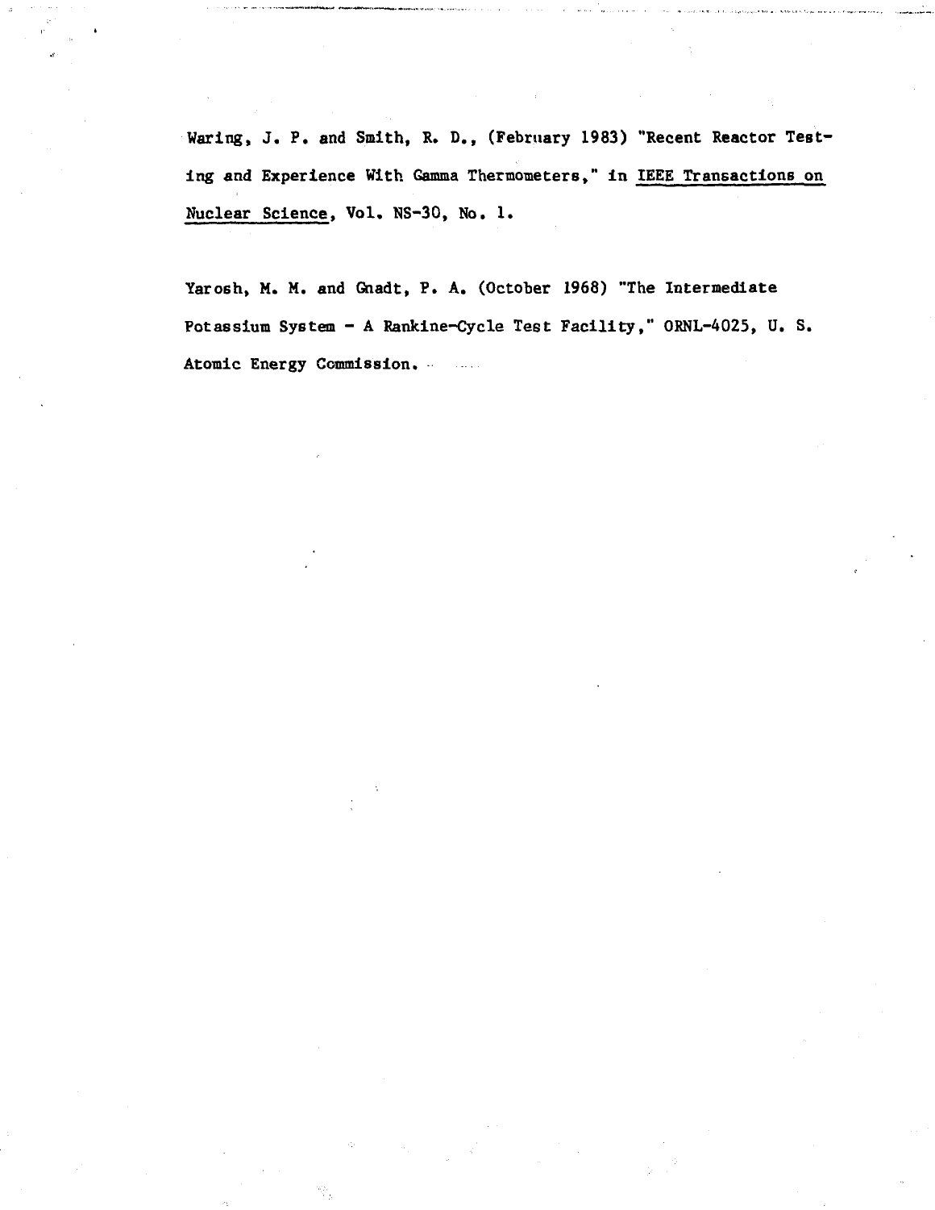Waring, J. P. and Smith, R. D., (February 1983) "Recent Reactor Testing and Experience With Gamma Thermometers," in IEEE Transactions on Nuclear Science, Vol. NS-30, No. 1.

Yarosh, M. M. and Gnadt, P. A. (October 1968) "The Intermediate Potassium System - A Rankine-Cycle Test Facility," ORNL-4025, U. S. Atomic Energy Commission.